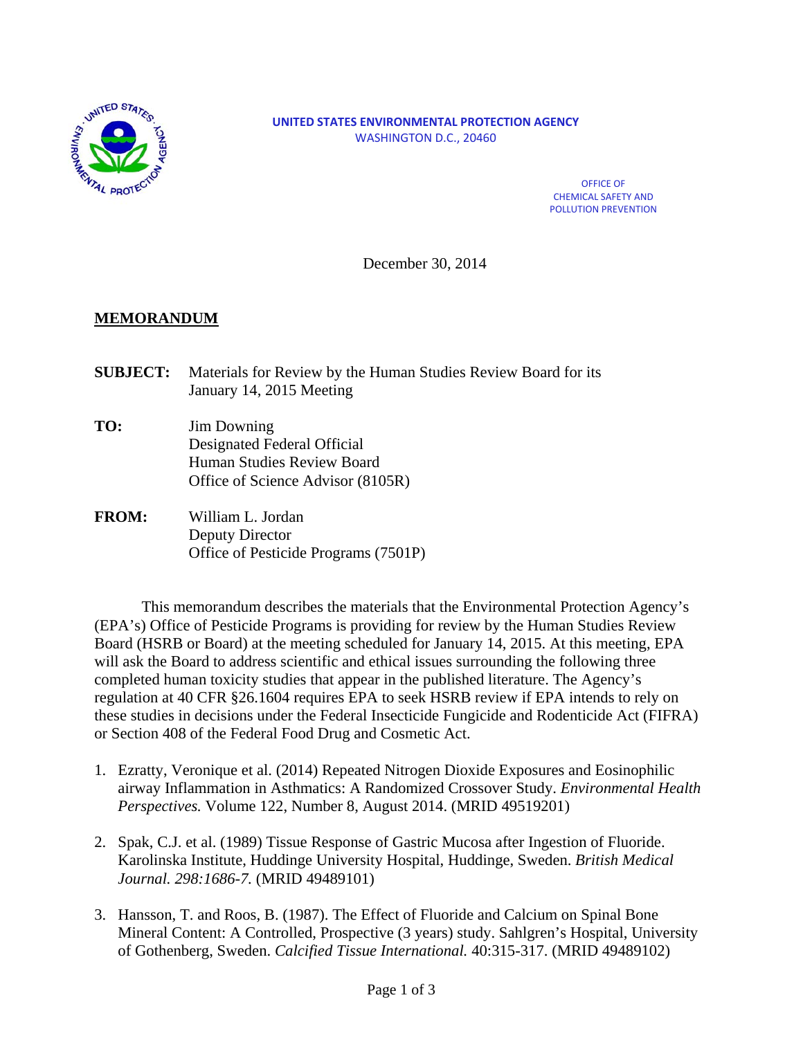**UNITED STATES ENVIRONMENTAL PROTECTION AGENCY**
WASHINGTON D.C., 20460

OFFICE OF
CHEMICAL SAFETY AND
POLLUTION PREVENTION

December 30, 2014

**MEMORANDUM**

**SUBJECT:** Materials for Review by the Human Studies Review Board for its January 14, 2015 Meeting

**TO:** Jim Downing
Designated Federal Official
Human Studies Review Board
Office of Science Advisor (8105R)

**FROM:** William L. Jordan
Deputy Director
Office of Pesticide Programs (7501P)

This memorandum describes the materials that the Environmental Protection Agency's (EPA's) Office of Pesticide Programs is providing for review by the Human Studies Review Board (HSRB or Board) at the meeting scheduled for January 14, 2015. At this meeting, EPA will ask the Board to address scientific and ethical issues surrounding the following three completed human toxicity studies that appear in the published literature. The Agency's regulation at 40 CFR §26.1604 requires EPA to seek HSRB review if EPA intends to rely on these studies in decisions under the Federal Insecticide Fungicide and Rodenticide Act (FIFRA) or Section 408 of the Federal Food Drug and Cosmetic Act.

1. Ezratty, Veronique et al. (2014) Repeated Nitrogen Dioxide Exposures and Eosinophilic airway Inflammation in Asthmatics: A Randomized Crossover Study. *Environmental Health Perspectives.* Volume 122, Number 8, August 2014. (MRID 49519201)

2. Spak, C.J. et al. (1989) Tissue Response of Gastric Mucosa after Ingestion of Fluoride. Karolinska Institute, Huddinge University Hospital, Huddinge, Sweden. *British Medical Journal. 298:1686-7.* (MRID 49489101)

3. Hansson, T. and Roos, B. (1987). The Effect of Fluoride and Calcium on Spinal Bone Mineral Content: A Controlled, Prospective (3 years) study. Sahlgren's Hospital, University of Gothenberg, Sweden. *Calcified Tissue International.* 40:315-317. (MRID 49489102)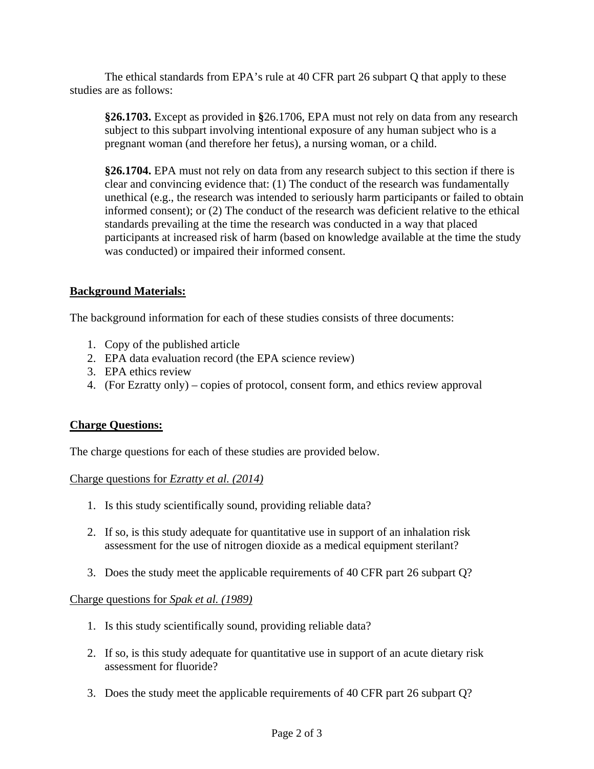The ethical standards from EPA's rule at 40 CFR part 26 subpart Q that apply to these studies are as follows:

> **§26.1703.** Except as provided in **§**26.1706, EPA must not rely on data from any research subject to this subpart involving intentional exposure of any human subject who is a pregnant woman (and therefore her fetus), a nursing woman, or a child.
>
> **§26.1704.** EPA must not rely on data from any research subject to this section if there is clear and convincing evidence that: (1) The conduct of the research was fundamentally unethical (e.g., the research was intended to seriously harm participants or failed to obtain informed consent); or (2) The conduct of the research was deficient relative to the ethical standards prevailing at the time the research was conducted in a way that placed participants at increased risk of harm (based on knowledge available at the time the study was conducted) or impaired their informed consent.

**<u>Background Materials:</u>**

The background information for each of these studies consists of three documents:

1. Copy of the published article
2. EPA data evaluation record (the EPA science review)
3. EPA ethics review
4. (For Ezratty only) – copies of protocol, consent form, and ethics review approval

**<u>Charge Questions:</u>**

The charge questions for each of these studies are provided below.

<u>Charge questions for *Ezratty et al. (2014)*</u>

1. Is this study scientifically sound, providing reliable data?
2. If so, is this study adequate for quantitative use in support of an inhalation risk assessment for the use of nitrogen dioxide as a medical equipment sterilant?
3. Does the study meet the applicable requirements of 40 CFR part 26 subpart Q?

<u>Charge questions for *Spak et al. (1989)*</u>

1. Is this study scientifically sound, providing reliable data?
2. If so, is this study adequate for quantitative use in support of an acute dietary risk assessment for fluoride?
3. Does the study meet the applicable requirements of 40 CFR part 26 subpart Q?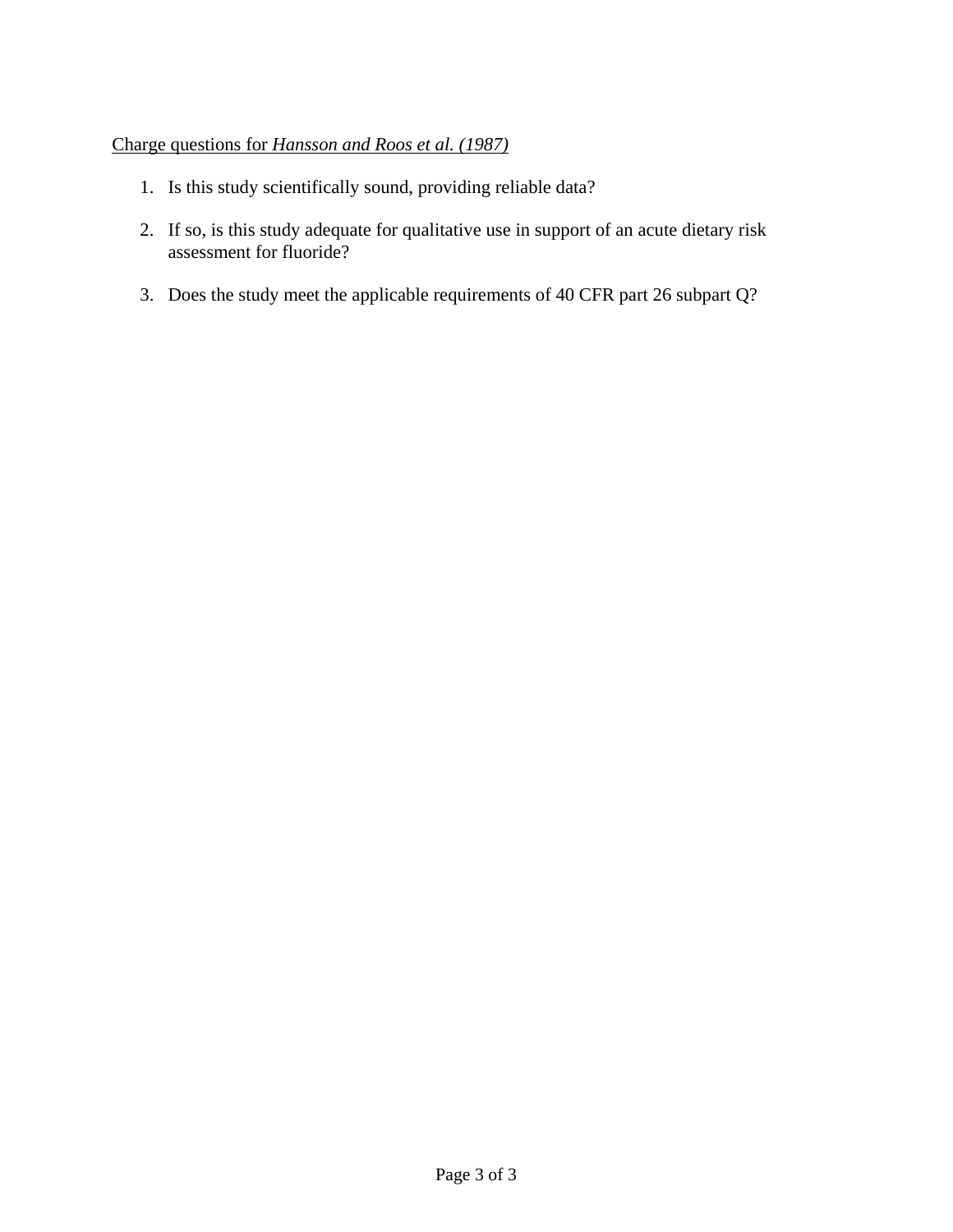Charge questions for *Hansson and Roos et al. (1987)*

1. Is this study scientifically sound, providing reliable data?
2. If so, is this study adequate for qualitative use in support of an acute dietary risk assessment for fluoride?
3. Does the study meet the applicable requirements of 40 CFR part 26 subpart Q?